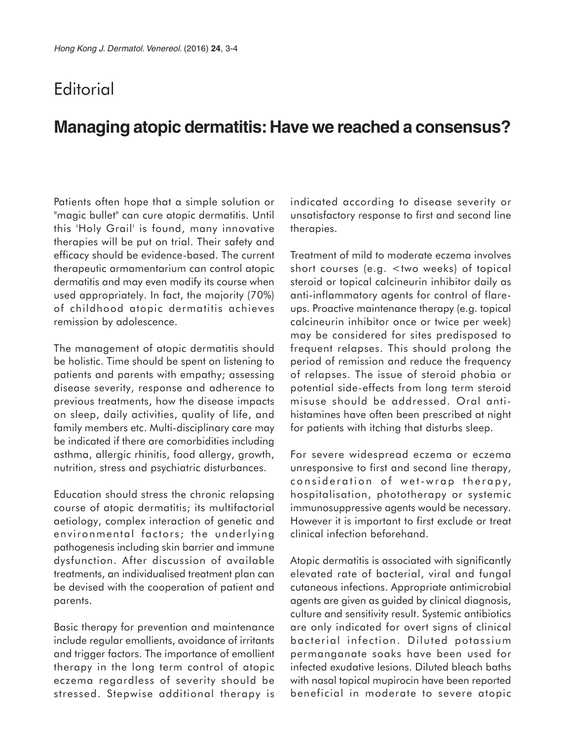# Editorial

## Managing atopic dermatitis: Have we reached a consensus?

Patients often hope that a simple solution or "magic bullet" can cure atopic dermatitis. Until this 'Holy Grail' is found, many innovative therapies will be put on trial. Their safety and efficacy should be evidence-based. The current therapeutic armamentarium can control atopic dermatitis and may even modify its course when used appropriately. In fact, the majority (70%) of childhood atopic dermatitis achieves remission by adolescence.

The management of atopic dermatitis should be holistic. Time should be spent on listening to patients and parents with empathy; assessing disease severity, response and adherence to previous treatments, how the disease impacts on sleep, daily activities, quality of life, and family members etc. Multi-disciplinary care may be indicated if there are comorbidities including asthma, allergic rhinitis, food allergy, growth, nutrition, stress and psychiatric disturbances.

Education should stress the chronic relapsing course of atopic dermatitis; its multifactorial aetiology, complex interaction of genetic and environmental factors; the underlying pathogenesis including skin barrier and immune dysfunction. After discussion of available treatments, an individualised treatment plan can be devised with the cooperation of patient and parents.

Basic therapy for prevention and maintenance include regular emollients, avoidance of irritants and trigger factors. The importance of emollient therapy in the long term control of atopic eczema regardless of severity should be stressed. Stepwise additional therapy is indicated according to disease severity or unsatisfactory response to first and second line therapies.

Treatment of mild to moderate eczema involves short courses (e.g. <two weeks) of topical steroid or topical calcineurin inhibitor daily as anti-inflammatory agents for control of flare-ups. Proactive maintenance therapy (e.g. topical calcineurin inhibitor once or twice per week) may be considered for sites predisposed to frequent relapses. This should prolong the period of remission and reduce the frequency of relapses. The issue of steroid phobia or potential side-effects from long term steroid misuse should be addressed. Oral anti-histamines have often been prescribed at night for patients with itching that disturbs sleep.

For severe widespread eczema or eczema unresponsive to first and second line therapy, consideration of wet-wrap therapy, hospitalisation, phototherapy or systemic immunosuppressive agents would be necessary. However it is important to first exclude or treat clinical infection beforehand.

Atopic dermatitis is associated with significantly elevated rate of bacterial, viral and fungal cutaneous infections. Appropriate antimicrobial agents are given as guided by clinical diagnosis, culture and sensitivity result. Systemic antibiotics are only indicated for overt signs of clinical bacterial infection. Diluted potassium permanganate soaks have been used for infected exudative lesions. Diluted bleach baths with nasal topical mupirocin have been reported beneficial in moderate to severe atopic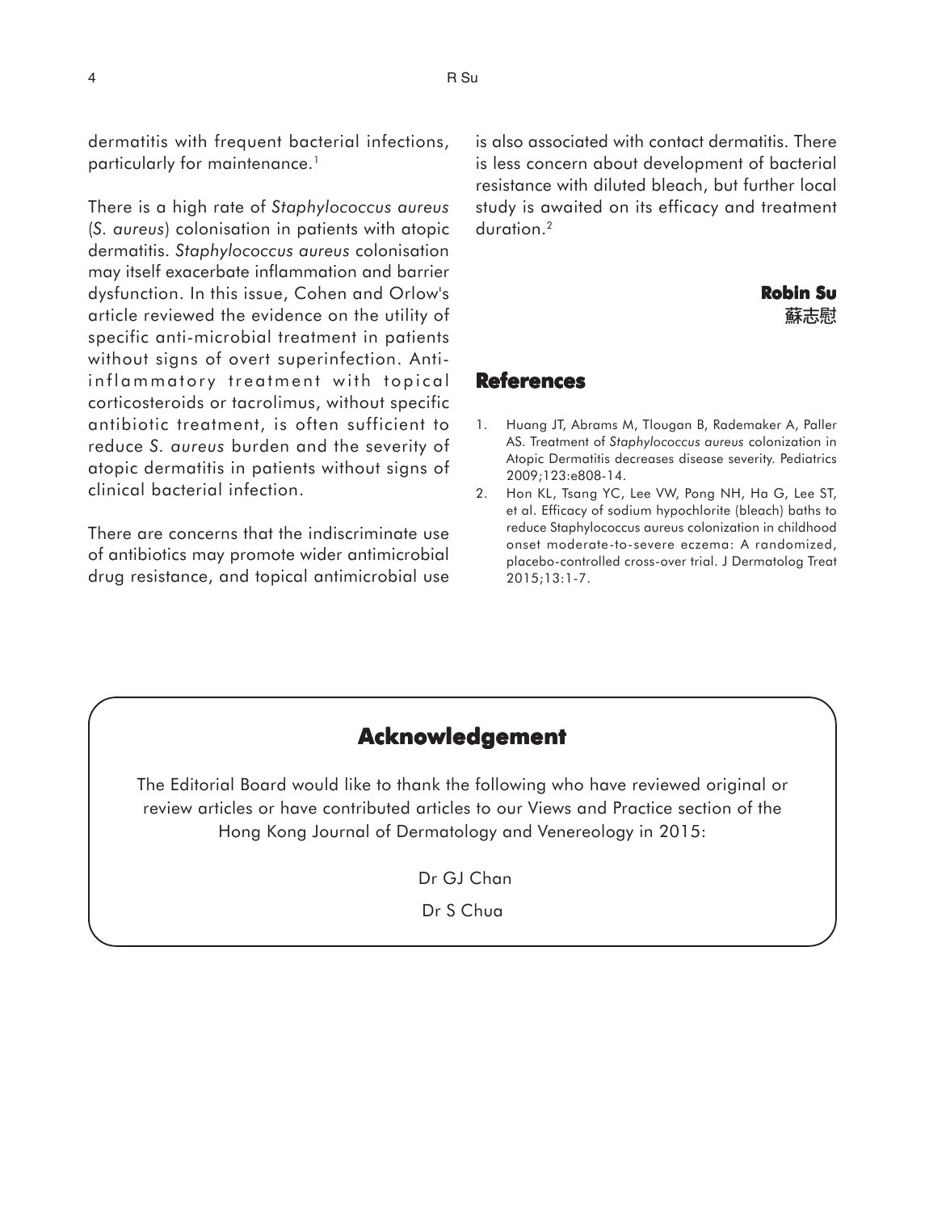dermatitis with frequent bacterial infections, particularly for maintenance.[1]

There is a high rate of *Staphylococcus aureus* (*S. aureus*) colonisation in patients with atopic dermatitis. *Staphylococcus aureus* colonisation may itself exacerbate inflammation and barrier dysfunction. In this issue, Cohen and Orlow's article reviewed the evidence on the utility of specific anti-microbial treatment in patients without signs of overt superinfection. Anti-inflammatory treatment with topical corticosteroids or tacrolimus, without specific antibiotic treatment, is often sufficient to reduce *S. aureus* burden and the severity of atopic dermatitis in patients without signs of clinical bacterial infection.

There are concerns that the indiscriminate use of antibiotics may promote wider antimicrobial drug resistance, and topical antimicrobial use is also associated with contact dermatitis. There is less concern about development of bacterial resistance with diluted bleach, but further local study is awaited on its efficacy and treatment duration.[2]

**Robin Su**
**蘇志慰**

## References

1. Huang JT, Abrams M, Tlougan B, Rademaker A, Paller AS. Treatment of *Staphylococcus aureus* colonization in Atopic Dermatitis decreases disease severity. Pediatrics 2009;123:e808-14.
2. Hon KL, Tsang YC, Lee VW, Pong NH, Ha G, Lee ST, et al. Efficacy of sodium hypochlorite (bleach) baths to reduce Staphylococcus aureus colonization in childhood onset moderate-to-severe eczema: A randomized, placebo-controlled cross-over trial. J Dermatolog Treat 2015;13:1-7.

## Acknowledgement

The Editorial Board would like to thank the following who have reviewed original or review articles or have contributed articles to our Views and Practice section of the Hong Kong Journal of Dermatology and Venereology in 2015:

Dr GJ Chan

Dr S Chua